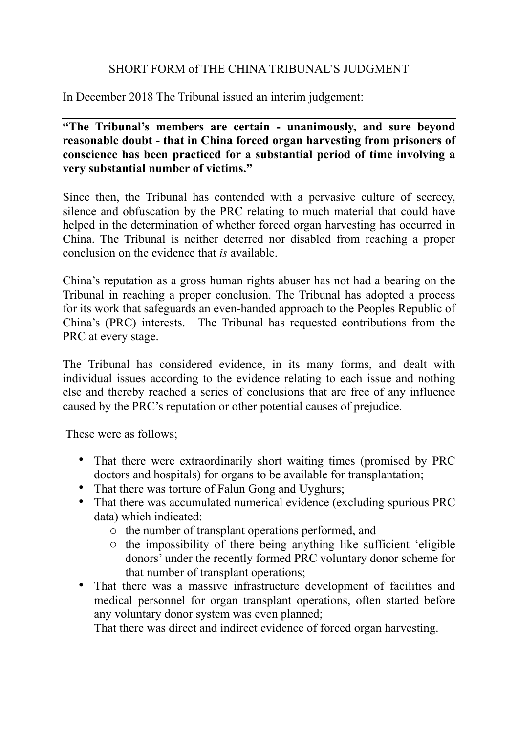# SHORT FORM of THE CHINA TRIBUNAL'S JUDGMENT

In December 2018 The Tribunal issued an interim judgement:

> **"The Tribunal's members are certain - unanimously, and sure beyond reasonable doubt - that in China forced organ harvesting from prisoners of conscience has been practiced for a substantial period of time involving a very substantial number of victims."**

Since then, the Tribunal has contended with a pervasive culture of secrecy, silence and obfuscation by the PRC relating to much material that could have helped in the determination of whether forced organ harvesting has occurred in China. The Tribunal is neither deterred nor disabled from reaching a proper conclusion on the evidence that *is* available.

China's reputation as a gross human rights abuser has not had a bearing on the Tribunal in reaching a proper conclusion. The Tribunal has adopted a process for its work that safeguards an even-handed approach to the Peoples Republic of China's (PRC) interests. The Tribunal has requested contributions from the PRC at every stage.

The Tribunal has considered evidence, in its many forms, and dealt with individual issues according to the evidence relating to each issue and nothing else and thereby reached a series of conclusions that are free of any influence caused by the PRC's reputation or other potential causes of prejudice.

These were as follows;

- That there were extraordinarily short waiting times (promised by PRC doctors and hospitals) for organs to be available for transplantation;
- That there was torture of Falun Gong and Uyghurs;
- That there was accumulated numerical evidence (excluding spurious PRC data) which indicated:
  - the number of transplant operations performed, and
  - the impossibility of there being anything like sufficient 'eligible donors' under the recently formed PRC voluntary donor scheme for that number of transplant operations;
- That there was a massive infrastructure development of facilities and medical personnel for organ transplant operations, often started before any voluntary donor system was even planned;

  That there was direct and indirect evidence of forced organ harvesting.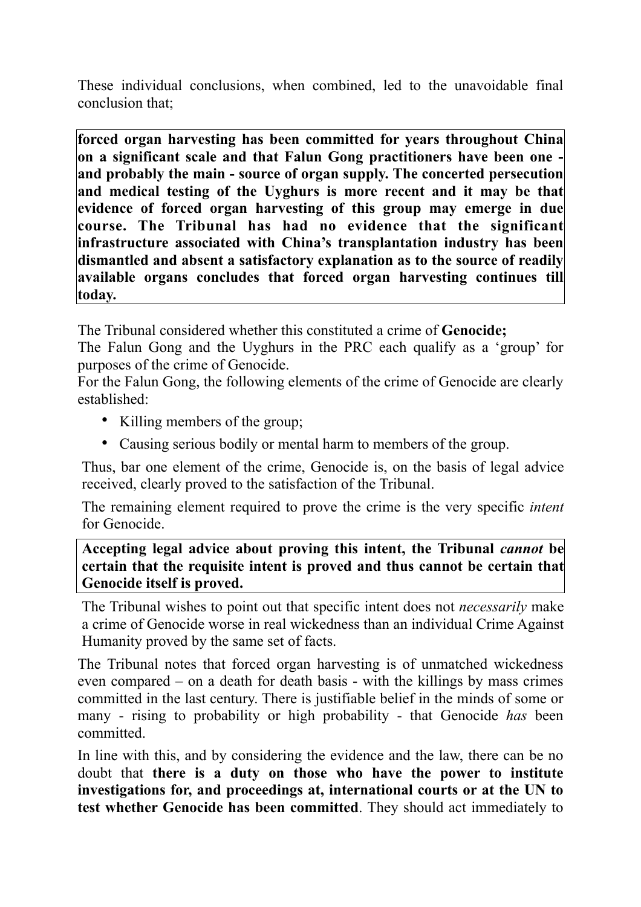These individual conclusions, when combined, led to the unavoidable final conclusion that;

**forced organ harvesting has been committed for years throughout China on a significant scale and that Falun Gong practitioners have been one - and probably the main - source of organ supply. The concerted persecution and medical testing of the Uyghurs is more recent and it may be that evidence of forced organ harvesting of this group may emerge in due course. The Tribunal has had no evidence that the significant infrastructure associated with China's transplantation industry has been dismantled and absent a satisfactory explanation as to the source of readily available organs concludes that forced organ harvesting continues till today.**

The Tribunal considered whether this constituted a crime of **Genocide;**

The Falun Gong and the Uyghurs in the PRC each qualify as a 'group' for purposes of the crime of Genocide.

For the Falun Gong, the following elements of the crime of Genocide are clearly established:

- Killing members of the group;
- Causing serious bodily or mental harm to members of the group.

Thus, bar one element of the crime, Genocide is, on the basis of legal advice received, clearly proved to the satisfaction of the Tribunal.

The remaining element required to prove the crime is the very specific *intent* for Genocide.

**Accepting legal advice about proving this intent, the Tribunal *cannot* be certain that the requisite intent is proved and thus cannot be certain that Genocide itself is proved.**

The Tribunal wishes to point out that specific intent does not *necessarily* make a crime of Genocide worse in real wickedness than an individual Crime Against Humanity proved by the same set of facts.

The Tribunal notes that forced organ harvesting is of unmatched wickedness even compared – on a death for death basis - with the killings by mass crimes committed in the last century. There is justifiable belief in the minds of some or many - rising to probability or high probability - that Genocide *has* been committed.

In line with this, and by considering the evidence and the law, there can be no doubt that **there is a duty on those who have the power to institute investigations for, and proceedings at, international courts or at the UN to test whether Genocide has been committed**. They should act immediately to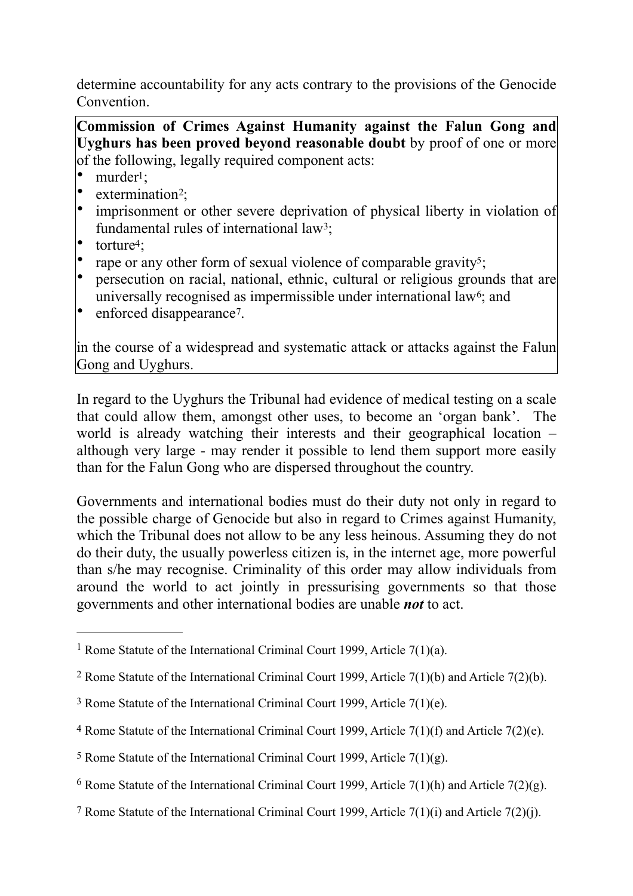determine accountability for any acts contrary to the provisions of the Genocide Convention.

**Commission of Crimes Against Humanity against the Falun Gong and Uyghurs has been proved beyond reasonable doubt** by proof of one or more of the following, legally required component acts:

- murder[1];
- extermination[2];
- imprisonment or other severe deprivation of physical liberty in violation of fundamental rules of international law[3];
- torture[4];
- rape or any other form of sexual violence of comparable gravity[5];
- persecution on racial, national, ethnic, cultural or religious grounds that are universally recognised as impermissible under international law[6]; and
- enforced disappearance[7].

in the course of a widespread and systematic attack or attacks against the Falun Gong and Uyghurs.

In regard to the Uyghurs the Tribunal had evidence of medical testing on a scale that could allow them, amongst other uses, to become an 'organ bank'. The world is already watching their interests and their geographical location – although very large - may render it possible to lend them support more easily than for the Falun Gong who are dispersed throughout the country.

Governments and international bodies must do their duty not only in regard to the possible charge of Genocide but also in regard to Crimes against Humanity, which the Tribunal does not allow to be any less heinous. Assuming they do not do their duty, the usually powerless citizen is, in the internet age, more powerful than s/he may recognise. Criminality of this order may allow individuals from around the world to act jointly in pressurising governments so that those governments and other international bodies are unable ***not*** to act.

---

[1] Rome Statute of the International Criminal Court 1999, Article 7(1)(a).

[2] Rome Statute of the International Criminal Court 1999, Article 7(1)(b) and Article 7(2)(b).

[3] Rome Statute of the International Criminal Court 1999, Article 7(1)(e).

[4] Rome Statute of the International Criminal Court 1999, Article 7(1)(f) and Article 7(2)(e).

[5] Rome Statute of the International Criminal Court 1999, Article 7(1)(g).

[6] Rome Statute of the International Criminal Court 1999, Article 7(1)(h) and Article 7(2)(g).

[7] Rome Statute of the International Criminal Court 1999, Article 7(1)(i) and Article 7(2)(j).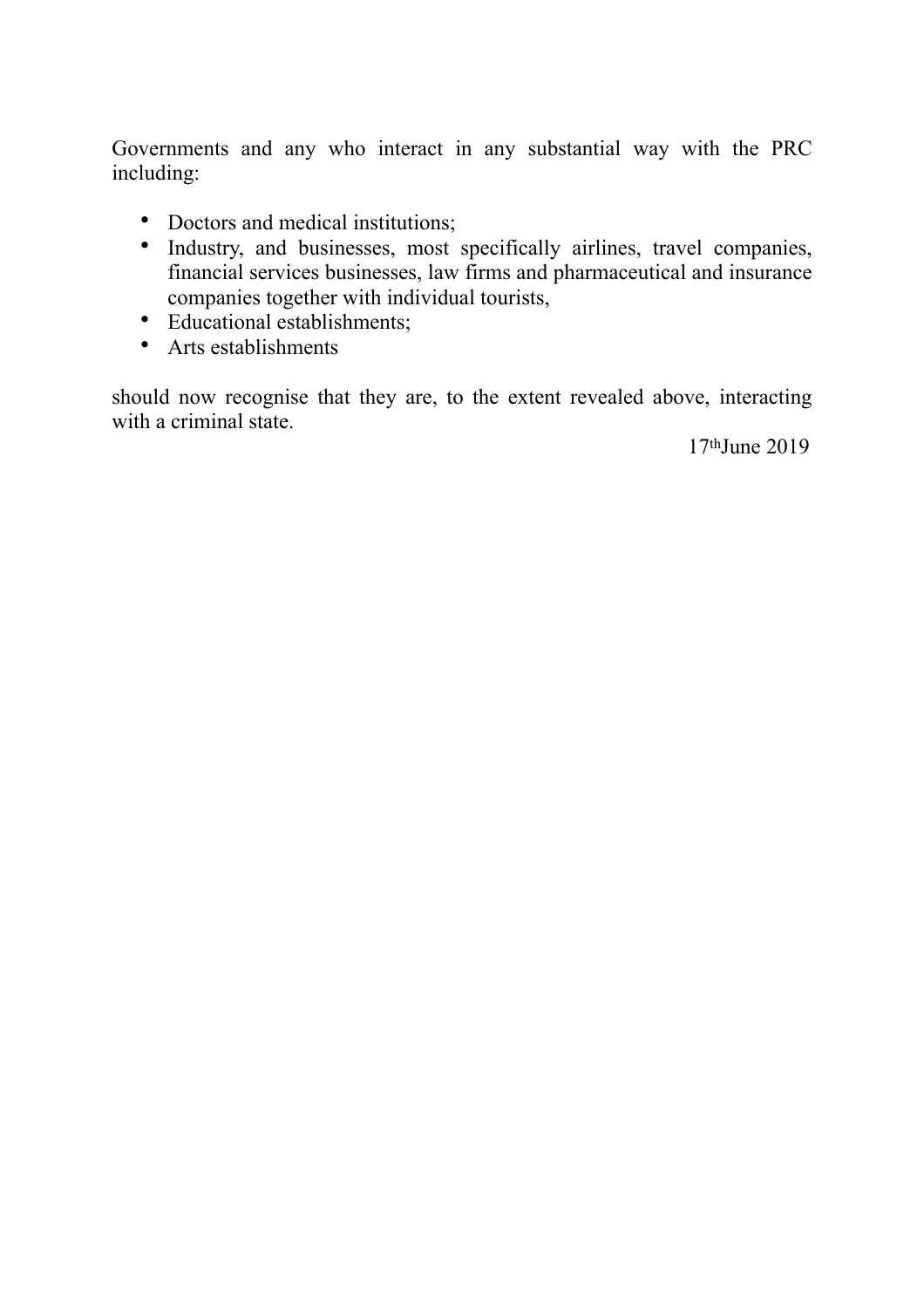Governments and any who interact in any substantial way with the PRC including:

- Doctors and medical institutions;
- Industry, and businesses, most specifically airlines, travel companies, financial services businesses, law firms and pharmaceutical and insurance companies together with individual tourists,
- Educational establishments;
- Arts establishments

should now recognise that they are, to the extent revealed above, interacting with a criminal state.

17th June 2019